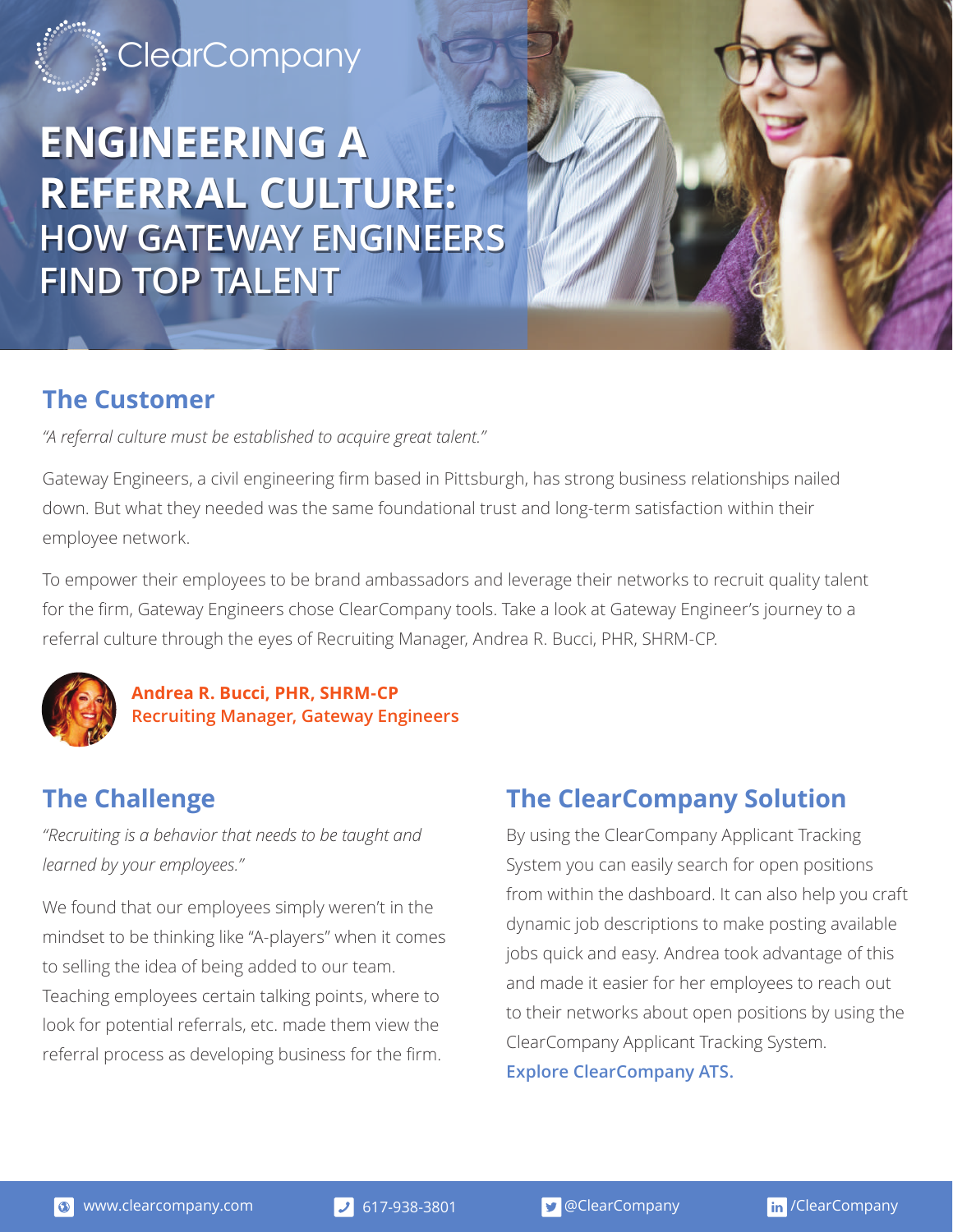ClearCompany

# ENGINEERING A REFERRAL CULTURE: HOW GATEWAY ENGINEERS FIND TOP TALENT

## The Customer

*"A referral culture must be established to acquire great talent."*

Gateway Engineers, a civil engineering firm based in Pittsburgh, has strong business relationships nailed down. But what they needed was the same foundational trust and long-term satisfaction within their employee network.

To empower their employees to be brand ambassadors and leverage their networks to recruit quality talent for the firm, Gateway Engineers chose ClearCompany tools. Take a look at Gateway Engineer's journey to a referral culture through the eyes of Recruiting Manager, Andrea R. Bucci, PHR, SHRM-CP.

**Andrea R. Bucci, PHR, SHRM-CP**
**Recruiting Manager, Gateway Engineers**

## The Challenge

*"Recruiting is a behavior that needs to be taught and learned by your employees."*

We found that our employees simply weren't in the mindset to be thinking like "A-players" when it comes to selling the idea of being added to our team. Teaching employees certain talking points, where to look for potential referrals, etc. made them view the referral process as developing business for the firm.

## The ClearCompany Solution

By using the ClearCompany Applicant Tracking System you can easily search for open positions from within the dashboard. It can also help you craft dynamic job descriptions to make posting available jobs quick and easy. Andrea took advantage of this and made it easier for her employees to reach out to their networks about open positions by using the ClearCompany Applicant Tracking System. **Explore ClearCompany ATS.**

www.clearcompany.com | 617-938-3801 | @ClearCompany | /ClearCompany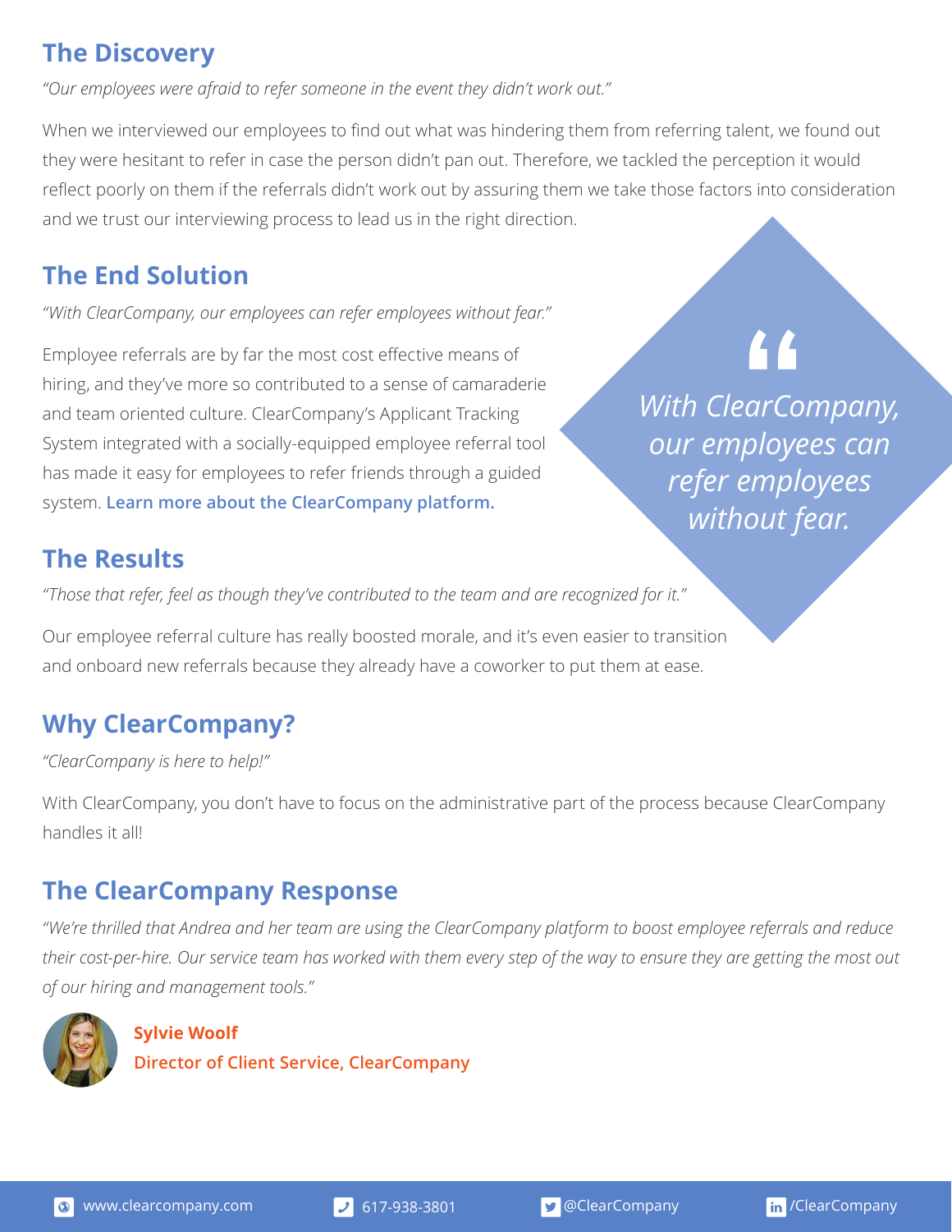## The Discovery

*"Our employees were afraid to refer someone in the event they didn't work out."*

When we interviewed our employees to find out what was hindering them from referring talent, we found out they were hesitant to refer in case the person didn't pan out. Therefore, we tackled the perception it would reflect poorly on them if the referrals didn't work out by assuring them we take those factors into consideration and we trust our interviewing process to lead us in the right direction.

## The End Solution

*"With ClearCompany, our employees can refer employees without fear."*

Employee referrals are by far the most cost effective means of hiring, and they've more so contributed to a sense of camaraderie and team oriented culture. ClearCompany's Applicant Tracking System integrated with a socially-equipped employee referral tool has made it easy for employees to refer friends through a guided system. **Learn more about the ClearCompany platform.**

> *With ClearCompany, our employees can refer employees without fear.*

## The Results

*"Those that refer, feel as though they've contributed to the team and are recognized for it."*

Our employee referral culture has really boosted morale, and it's even easier to transition and onboard new referrals because they already have a coworker to put them at ease.

## Why ClearCompany?

*"ClearCompany is here to help!"*

With ClearCompany, you don't have to focus on the administrative part of the process because ClearCompany handles it all!

## The ClearCompany Response

*"We're thrilled that Andrea and her team are using the ClearCompany platform to boost employee referrals and reduce their cost-per-hire. Our service team has worked with them every step of the way to ensure they are getting the most out of our hiring and management tools."*

**Sylvie Woolf**
**Director of Client Service, ClearCompany**

www.clearcompany.com | 617-938-3801 | @ClearCompany | /ClearCompany